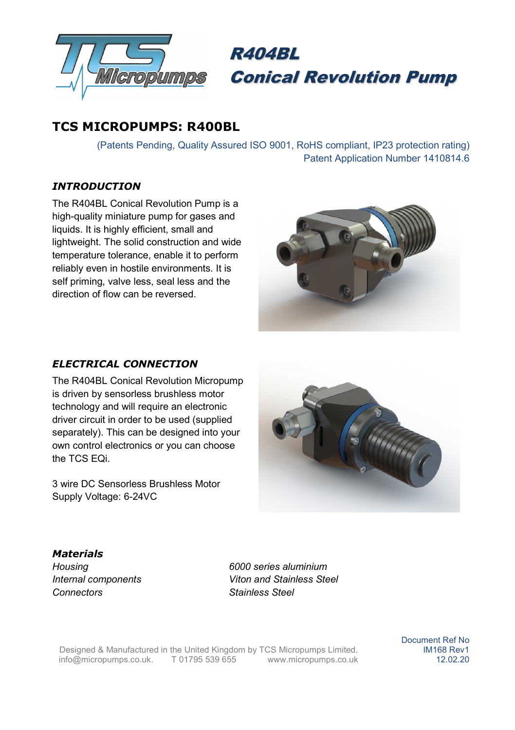# R404BL
# Conical Revolution Pump

## TCS MICROPUMPS: R400BL

(Patents Pending, Quality Assured ISO 9001, RoHS compliant, IP23 protection rating)
Patent Application Number 1410814.6

### *INTRODUCTION*

The R404BL Conical Revolution Pump is a high-quality miniature pump for gases and liquids. It is highly efficient, small and lightweight. The solid construction and wide temperature tolerance, enable it to perform reliably even in hostile environments. It is self priming, valve less, seal less and the direction of flow can be reversed.

### *ELECTRICAL CONNECTION*

The R404BL Conical Revolution Micropump is driven by sensorless brushless motor technology and will require an electronic driver circuit in order to be used (supplied separately). This can be designed into your own control electronics or you can choose the TCS EQi.

3 wire DC Sensorless Brushless Motor
Supply Voltage: 6-24VC

### *Materials*

| | |
|---|---|
| *Housing* | *6000 series aluminium* |
| *Internal components* | *Viton and Stainless Steel* |
| *Connectors* | *Stainless Steel* |

Designed & Manufactured in the United Kingdom by TCS Micropumps Limited.
info@micropumps.co.uk. T 01795 539 655 www.micropumps.co.uk

Document Ref No
IM168 Rev1
12.02.20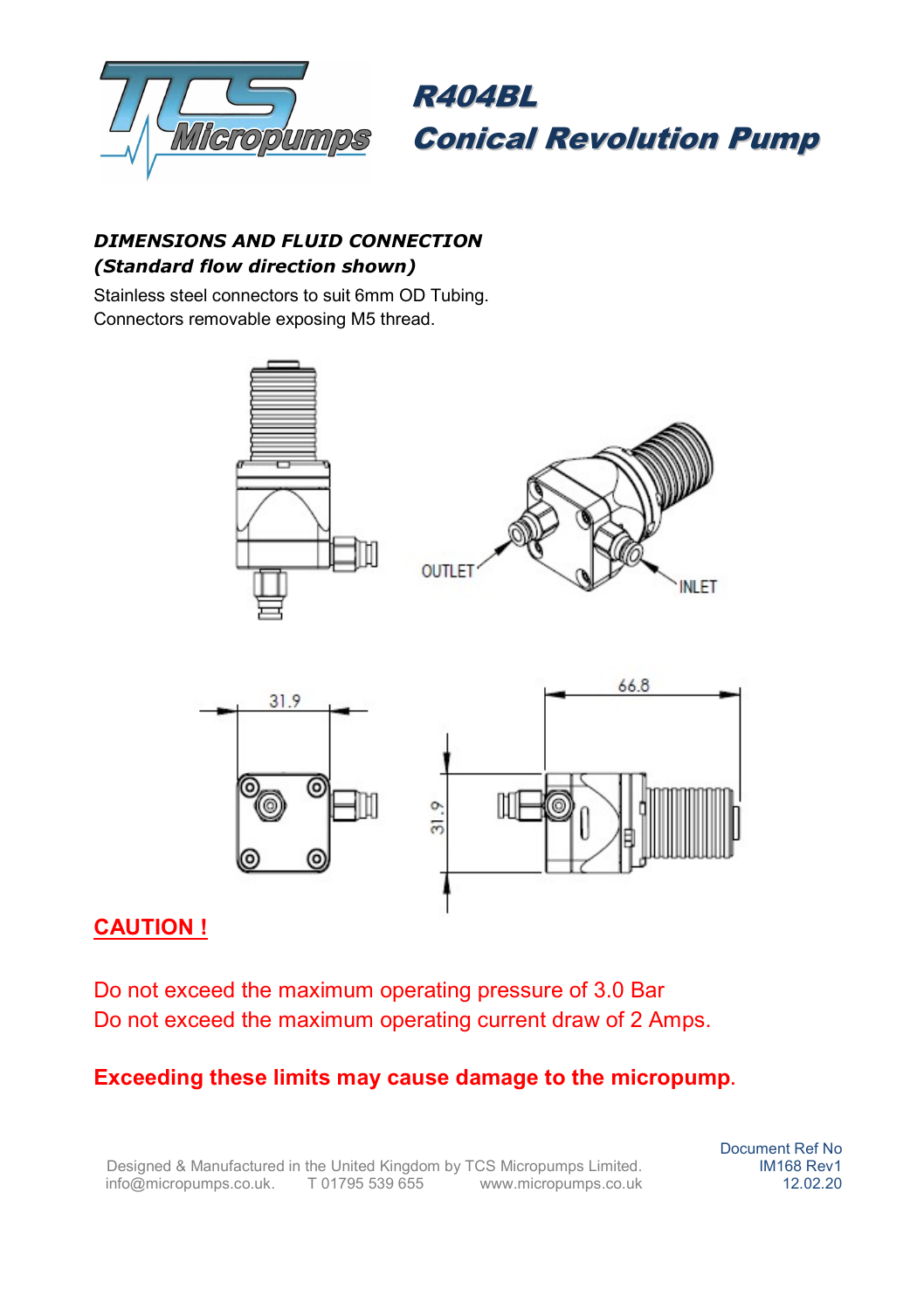# R404BL
# Conical Revolution Pump

***DIMENSIONS AND FLUID CONNECTION***
***(Standard flow direction shown)***

Stainless steel connectors to suit 6mm OD Tubing.
Connectors removable exposing M5 thread.

OUTLET

INLET

31.9

66.8

31.9

## CAUTION !

Do not exceed the maximum operating pressure of 3.0 Bar
Do not exceed the maximum operating current draw of 2 Amps.

**Exceeding these limits may cause damage to the micropump.**

Designed & Manufactured in the United Kingdom by TCS Micropumps Limited.
info@micropumps.co.uk. T 01795 539 655 www.micropumps.co.uk

Document Ref No
IM168 Rev1
12.02.20